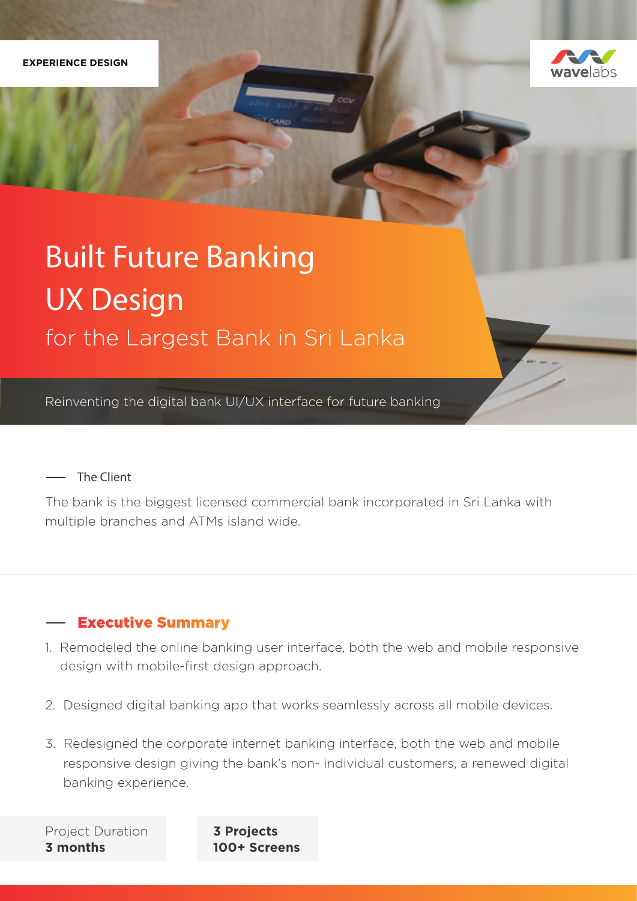EXPERIENCE DESIGN

wavelabs

# Built Future Banking UX Design

## for the Largest Bank in Sri Lanka

Reinventing the digital bank UI/UX interface for future banking

### The Client

The bank is the biggest licensed commercial bank incorporated in Sri Lanka with multiple branches and ATMs island wide.

### Executive Summary

1. Remodeled the online banking user interface, both the web and mobile responsive design with mobile-first design approach.
2. Designed digital banking app that works seamlessly across all mobile devices.
3. Redesigned the corporate internet banking interface, both the web and mobile responsive design giving the bank's non- individual customers, a renewed digital banking experience.

Project Duration
**3 months**

**3 Projects**
**100+ Screens**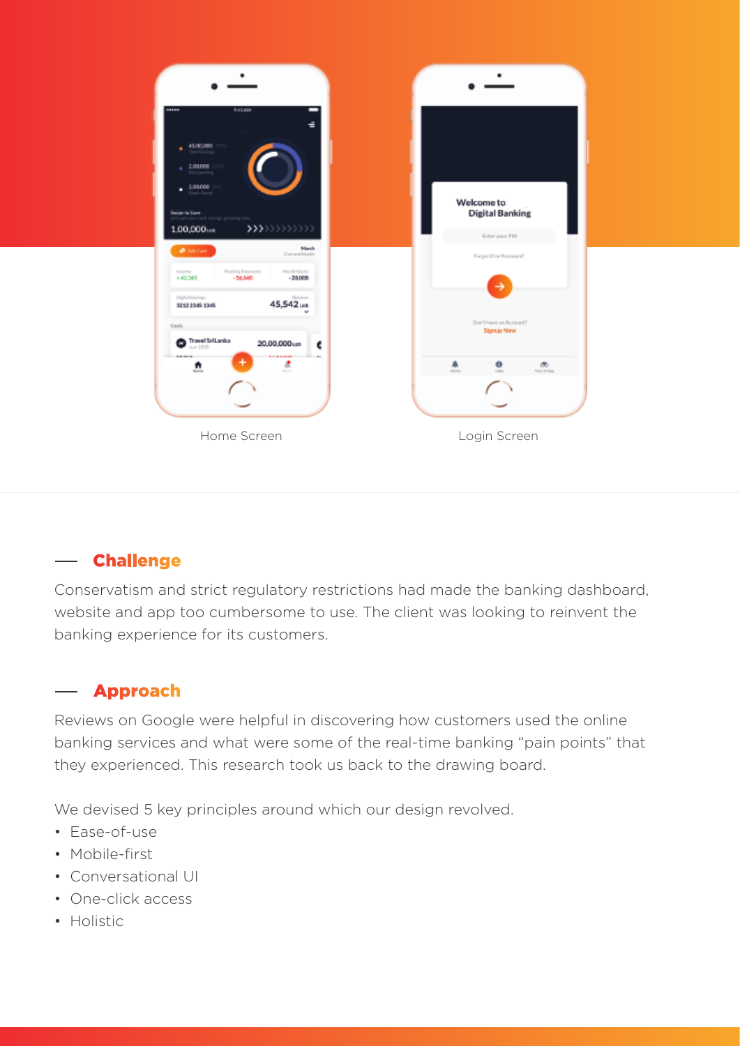Home Screen

Login Screen

## Challenge

Conservatism and strict regulatory restrictions had made the banking dashboard, website and app too cumbersome to use. The client was looking to reinvent the banking experience for its customers.

## Approach

Reviews on Google were helpful in discovering how customers used the online banking services and what were some of the real-time banking "pain points" that they experienced. This research took us back to the drawing board.

We devised 5 key principles around which our design revolved.

- Ease-of-use
- Mobile-first
- Conversational UI
- One-click access
- Holistic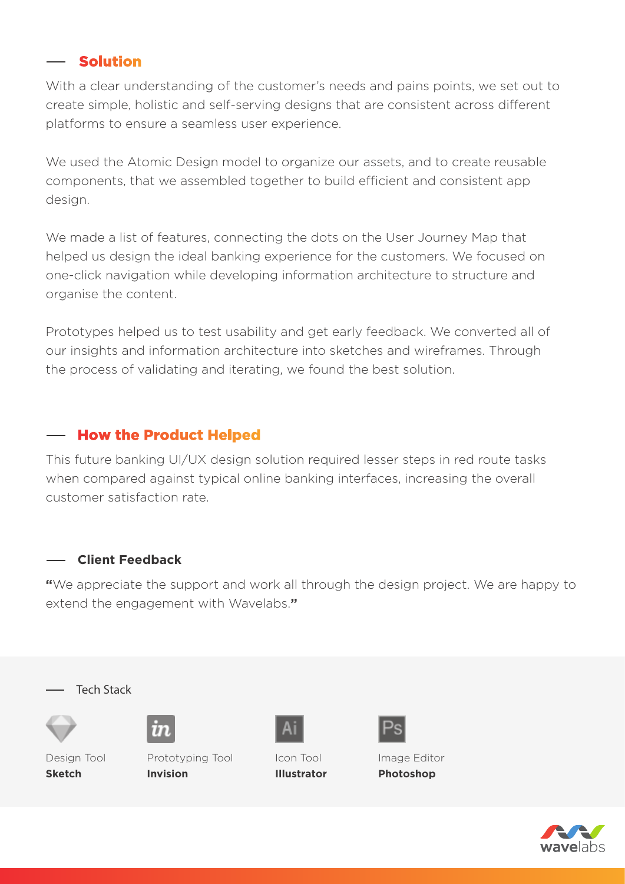## Solution

With a clear understanding of the customer's needs and pains points, we set out to create simple, holistic and self-serving designs that are consistent across different platforms to ensure a seamless user experience.

We used the Atomic Design model to organize our assets, and to create reusable components, that we assembled together to build efficient and consistent app design.

We made a list of features, connecting the dots on the User Journey Map that helped us design the ideal banking experience for the customers. We focused on one-click navigation while developing information architecture to structure and organise the content.

Prototypes helped us to test usability and get early feedback. We converted all of our insights and information architecture into sketches and wireframes. Through the process of validating and iterating, we found the best solution.

## How the Product Helped

This future banking UI/UX design solution required lesser steps in red route tasks when compared against typical online banking interfaces, increasing the overall customer satisfaction rate.

### Client Feedback

**"**We appreciate the support and work all through the design project. We are happy to extend the engagement with Wavelabs.**"**

### Tech Stack

Design Tool
**Sketch**

Prototyping Tool
**Invision**

Icon Tool
**Illustrator**

Image Editor
**Photoshop**